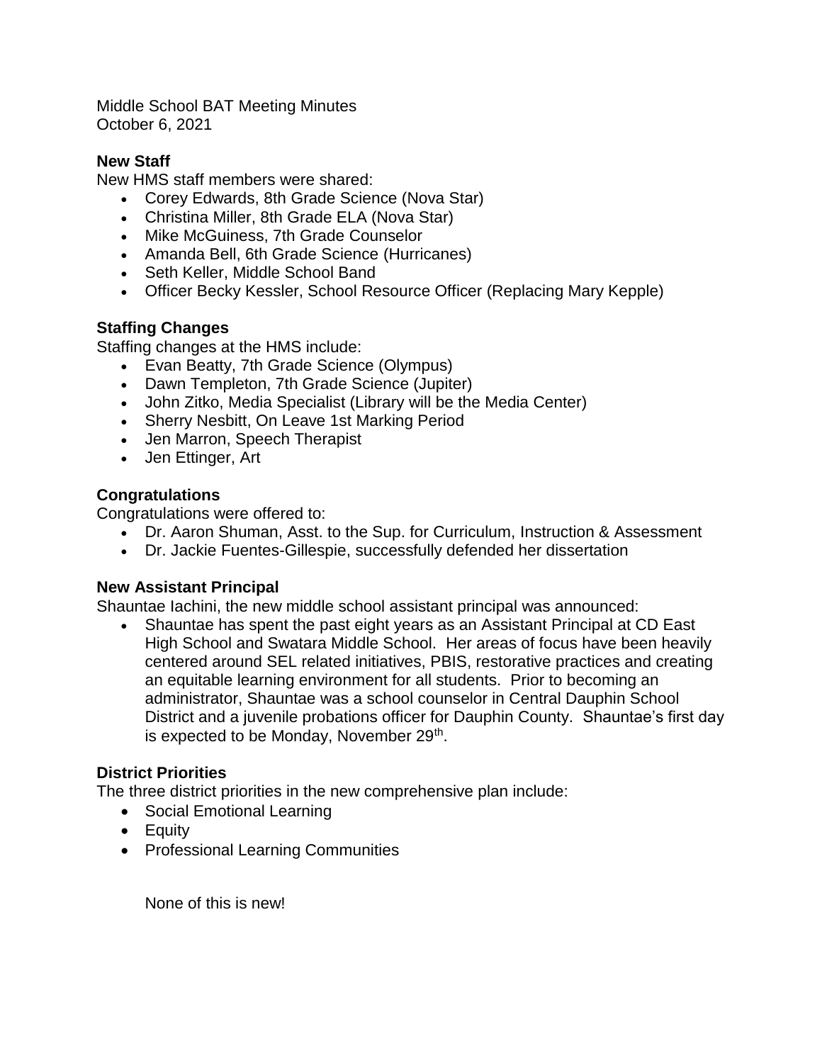Middle School BAT Meeting Minutes
October 6, 2021

**New Staff**
New HMS staff members were shared:

- Corey Edwards, 8th Grade Science (Nova Star)
- Christina Miller, 8th Grade ELA (Nova Star)
- Mike McGuiness, 7th Grade Counselor
- Amanda Bell, 6th Grade Science (Hurricanes)
- Seth Keller, Middle School Band
- Officer Becky Kessler, School Resource Officer (Replacing Mary Kepple)

**Staffing Changes**
Staffing changes at the HMS include:

- Evan Beatty, 7th Grade Science (Olympus)
- Dawn Templeton, 7th Grade Science (Jupiter)
- John Zitko, Media Specialist (Library will be the Media Center)
- Sherry Nesbitt, On Leave 1st Marking Period
- Jen Marron, Speech Therapist
- Jen Ettinger, Art

**Congratulations**
Congratulations were offered to:

- Dr. Aaron Shuman, Asst. to the Sup. for Curriculum, Instruction & Assessment
- Dr. Jackie Fuentes-Gillespie, successfully defended her dissertation

**New Assistant Principal**
Shauntae Iachini, the new middle school assistant principal was announced:

- Shauntae has spent the past eight years as an Assistant Principal at CD East High School and Swatara Middle School. Her areas of focus have been heavily centered around SEL related initiatives, PBIS, restorative practices and creating an equitable learning environment for all students. Prior to becoming an administrator, Shauntae was a school counselor in Central Dauphin School District and a juvenile probations officer for Dauphin County. Shauntae's first day is expected to be Monday, November 29th.

**District Priorities**
The three district priorities in the new comprehensive plan include:

- Social Emotional Learning
- Equity
- Professional Learning Communities

None of this is new!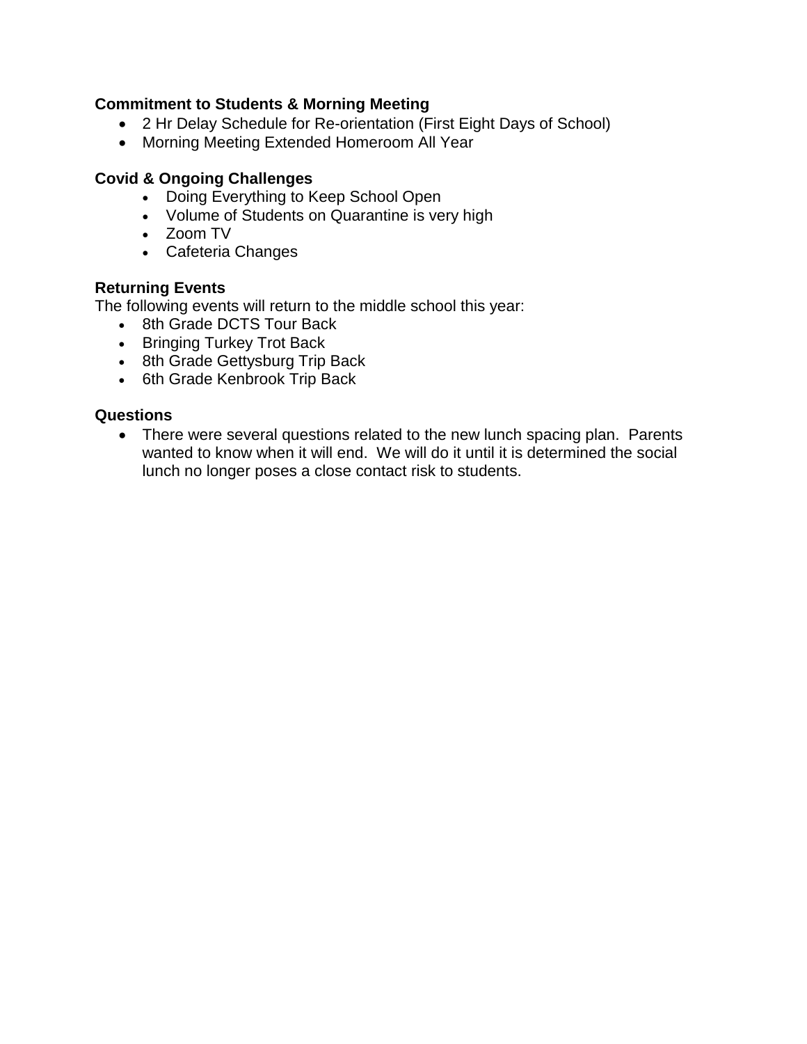**Commitment to Students & Morning Meeting**

- 2 Hr Delay Schedule for Re-orientation (First Eight Days of School)
- Morning Meeting Extended Homeroom All Year

**Covid & Ongoing Challenges**

- Doing Everything to Keep School Open
- Volume of Students on Quarantine is very high
- Zoom TV
- Cafeteria Changes

**Returning Events**

The following events will return to the middle school this year:

- 8th Grade DCTS Tour Back
- Bringing Turkey Trot Back
- 8th Grade Gettysburg Trip Back
- 6th Grade Kenbrook Trip Back

**Questions**

- There were several questions related to the new lunch spacing plan. Parents wanted to know when it will end. We will do it until it is determined the social lunch no longer poses a close contact risk to students.